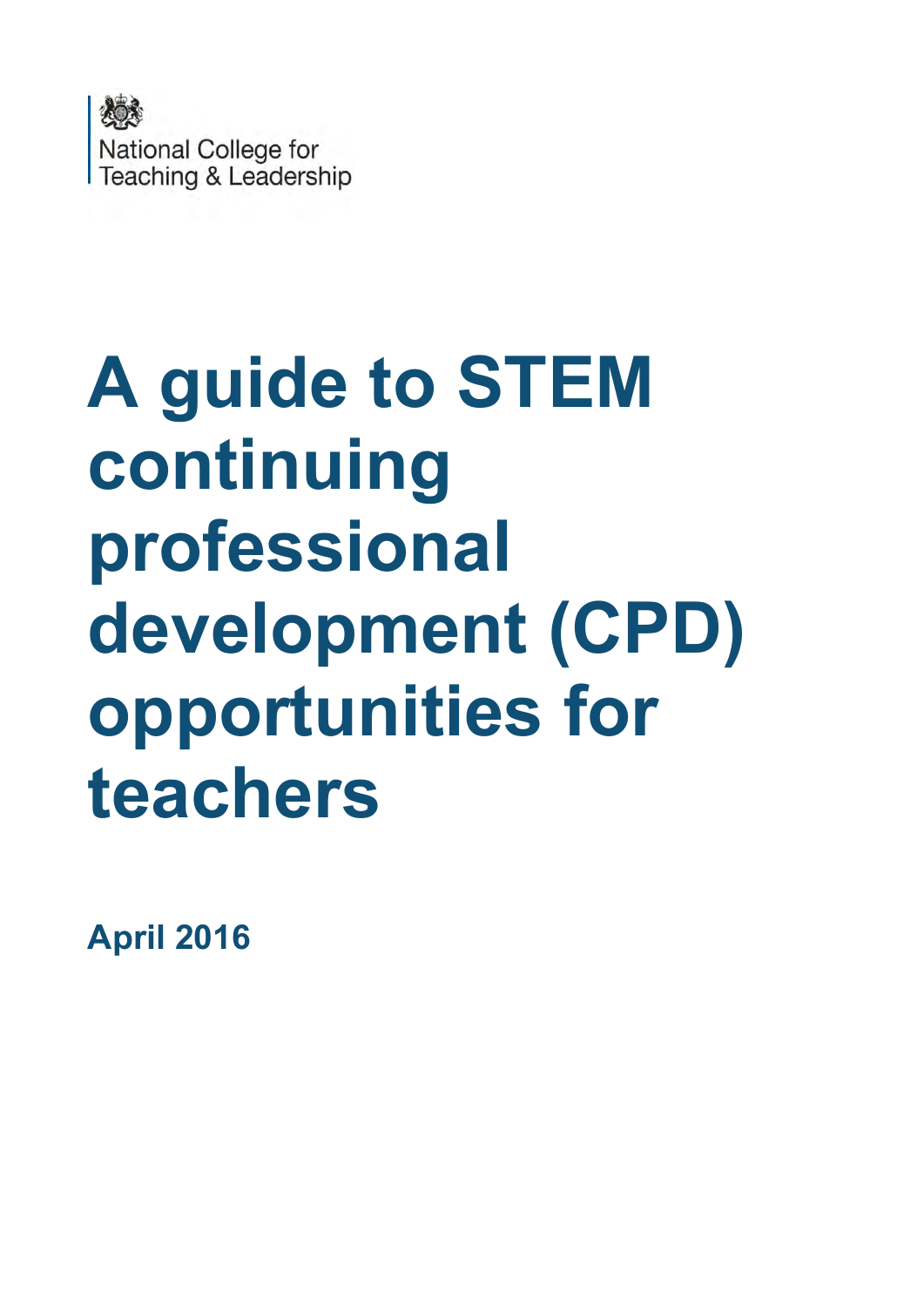National College for Teaching & Leadership

# A guide to STEM continuing professional development (CPD) opportunities for teachers

**April 2016**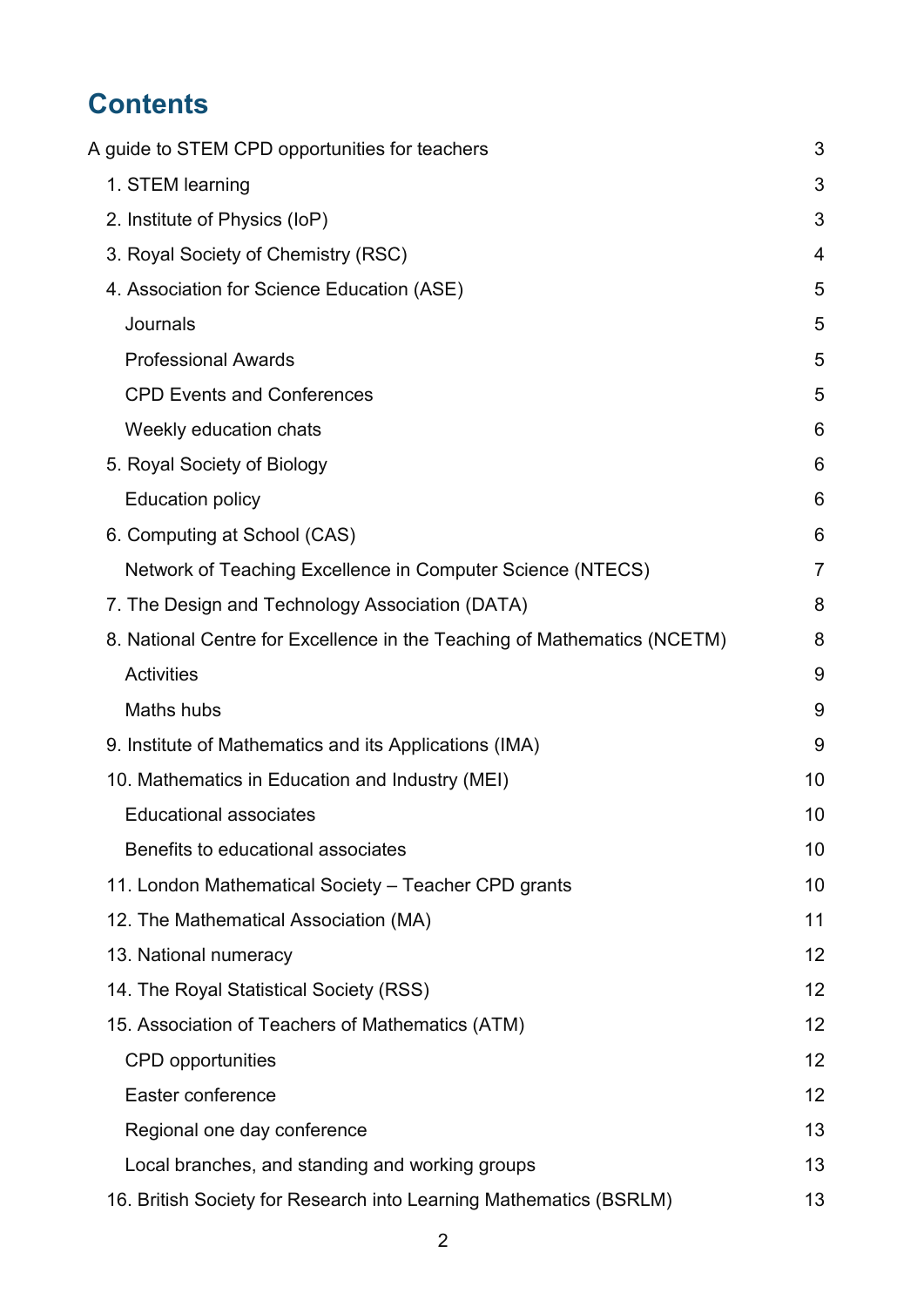# Contents

A guide to STEM CPD opportunities for teachers 3

- 1. STEM learning 3
- 2. Institute of Physics (IoP) 3
- 3. Royal Society of Chemistry (RSC) 4
- 4. Association for Science Education (ASE) 5
  - Journals 5
  - Professional Awards 5
  - CPD Events and Conferences 5
  - Weekly education chats 6
- 5. Royal Society of Biology 6
  - Education policy 6
- 6. Computing at School (CAS) 6
  - Network of Teaching Excellence in Computer Science (NTECS) 7
- 7. The Design and Technology Association (DATA) 8
- 8. National Centre for Excellence in the Teaching of Mathematics (NCETM) 8
  - Activities 9
  - Maths hubs 9
- 9. Institute of Mathematics and its Applications (IMA) 9
- 10. Mathematics in Education and Industry (MEI) 10
  - Educational associates 10
  - Benefits to educational associates 10
- 11. London Mathematical Society – Teacher CPD grants 10
- 12. The Mathematical Association (MA) 11
- 13. National numeracy 12
- 14. The Royal Statistical Society (RSS) 12
- 15. Association of Teachers of Mathematics (ATM) 12
  - CPD opportunities 12
  - Easter conference 12
  - Regional one day conference 13
  - Local branches, and standing and working groups 13
- 16. British Society for Research into Learning Mathematics (BSRLM) 13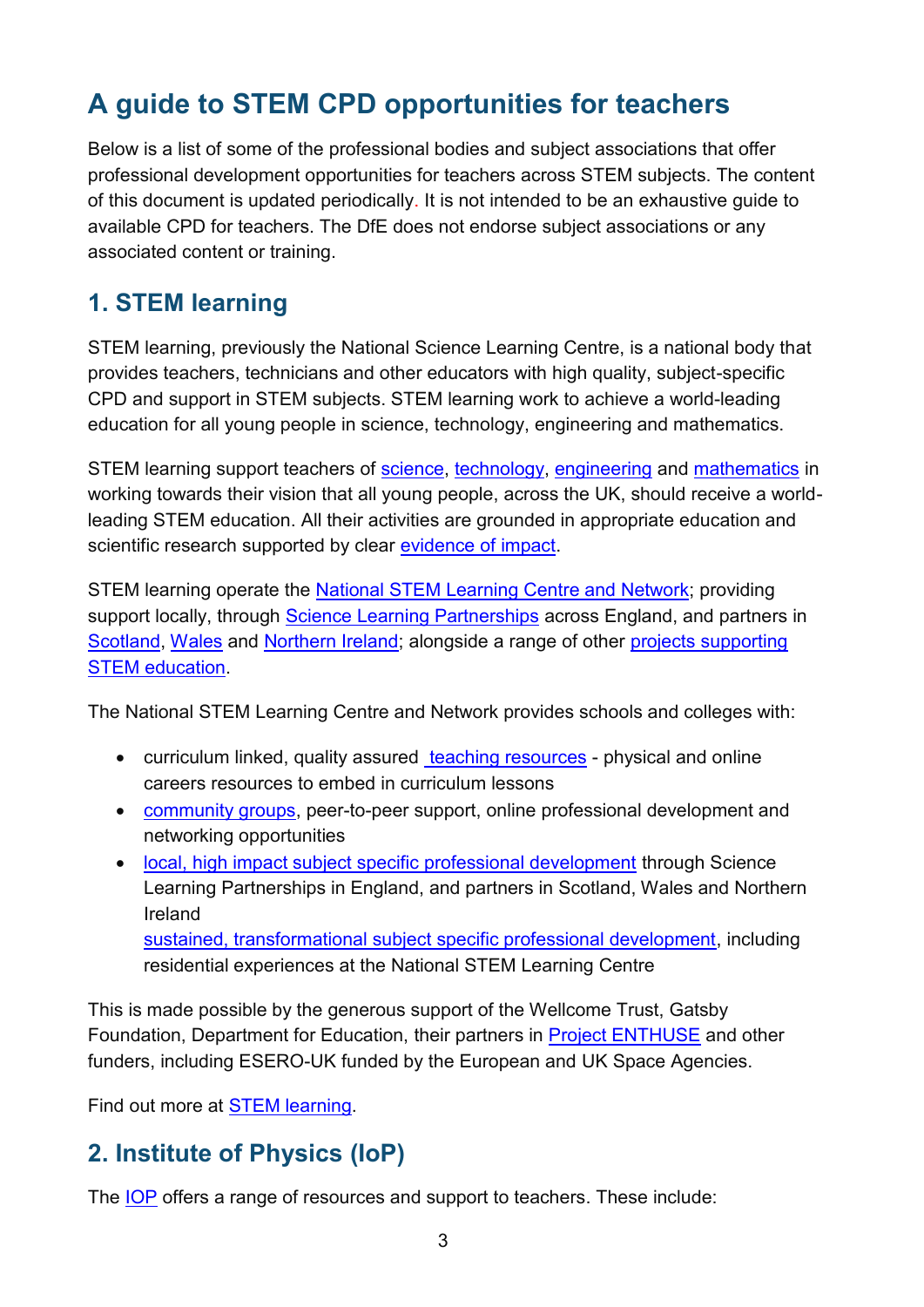# A guide to STEM CPD opportunities for teachers

Below is a list of some of the professional bodies and subject associations that offer professional development opportunities for teachers across STEM subjects. The content of this document is updated periodically. It is not intended to be an exhaustive guide to available CPD for teachers. The DfE does not endorse subject associations or any associated content or training.

## 1. STEM learning

STEM learning, previously the National Science Learning Centre, is a national body that provides teachers, technicians and other educators with high quality, subject-specific CPD and support in STEM subjects. STEM learning work to achieve a world-leading education for all young people in science, technology, engineering and mathematics.

STEM learning support teachers of science, technology, engineering and mathematics in working towards their vision that all young people, across the UK, should receive a world-leading STEM education. All their activities are grounded in appropriate education and scientific research supported by clear evidence of impact.

STEM learning operate the National STEM Learning Centre and Network; providing support locally, through Science Learning Partnerships across England, and partners in Scotland, Wales and Northern Ireland; alongside a range of other projects supporting STEM education.

The National STEM Learning Centre and Network provides schools and colleges with:

- curriculum linked, quality assured teaching resources - physical and online careers resources to embed in curriculum lessons
- community groups, peer-to-peer support, online professional development and networking opportunities
- local, high impact subject specific professional development through Science Learning Partnerships in England, and partners in Scotland, Wales and Northern Ireland
  sustained, transformational subject specific professional development, including residential experiences at the National STEM Learning Centre

This is made possible by the generous support of the Wellcome Trust, Gatsby Foundation, Department for Education, their partners in Project ENTHUSE and other funders, including ESERO-UK funded by the European and UK Space Agencies.

Find out more at STEM learning.

## 2. Institute of Physics (IoP)

The IOP offers a range of resources and support to teachers. These include: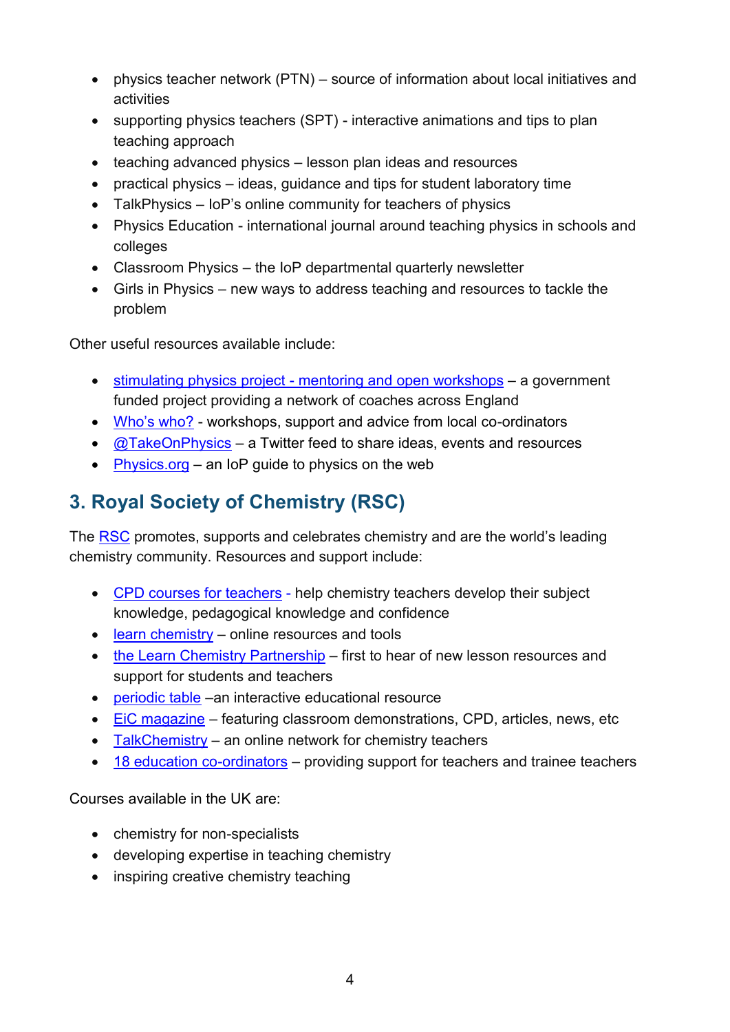- physics teacher network (PTN) – source of information about local initiatives and activities
- supporting physics teachers (SPT) - interactive animations and tips to plan teaching approach
- teaching advanced physics – lesson plan ideas and resources
- practical physics – ideas, guidance and tips for student laboratory time
- TalkPhysics – IoP's online community for teachers of physics
- Physics Education - international journal around teaching physics in schools and colleges
- Classroom Physics – the IoP departmental quarterly newsletter
- Girls in Physics – new ways to address teaching and resources to tackle the problem

Other useful resources available include:

- stimulating physics project - mentoring and open workshops – a government funded project providing a network of coaches across England
- Who's who? - workshops, support and advice from local co-ordinators
- @TakeOnPhysics – a Twitter feed to share ideas, events and resources
- Physics.org – an IoP guide to physics on the web

## 3. Royal Society of Chemistry (RSC)

The RSC promotes, supports and celebrates chemistry and are the world's leading chemistry community. Resources and support include:

- CPD courses for teachers - help chemistry teachers develop their subject knowledge, pedagogical knowledge and confidence
- learn chemistry – online resources and tools
- the Learn Chemistry Partnership – first to hear of new lesson resources and support for students and teachers
- periodic table –an interactive educational resource
- EiC magazine – featuring classroom demonstrations, CPD, articles, news, etc
- TalkChemistry – an online network for chemistry teachers
- 18 education co-ordinators – providing support for teachers and trainee teachers

Courses available in the UK are:

- chemistry for non-specialists
- developing expertise in teaching chemistry
- inspiring creative chemistry teaching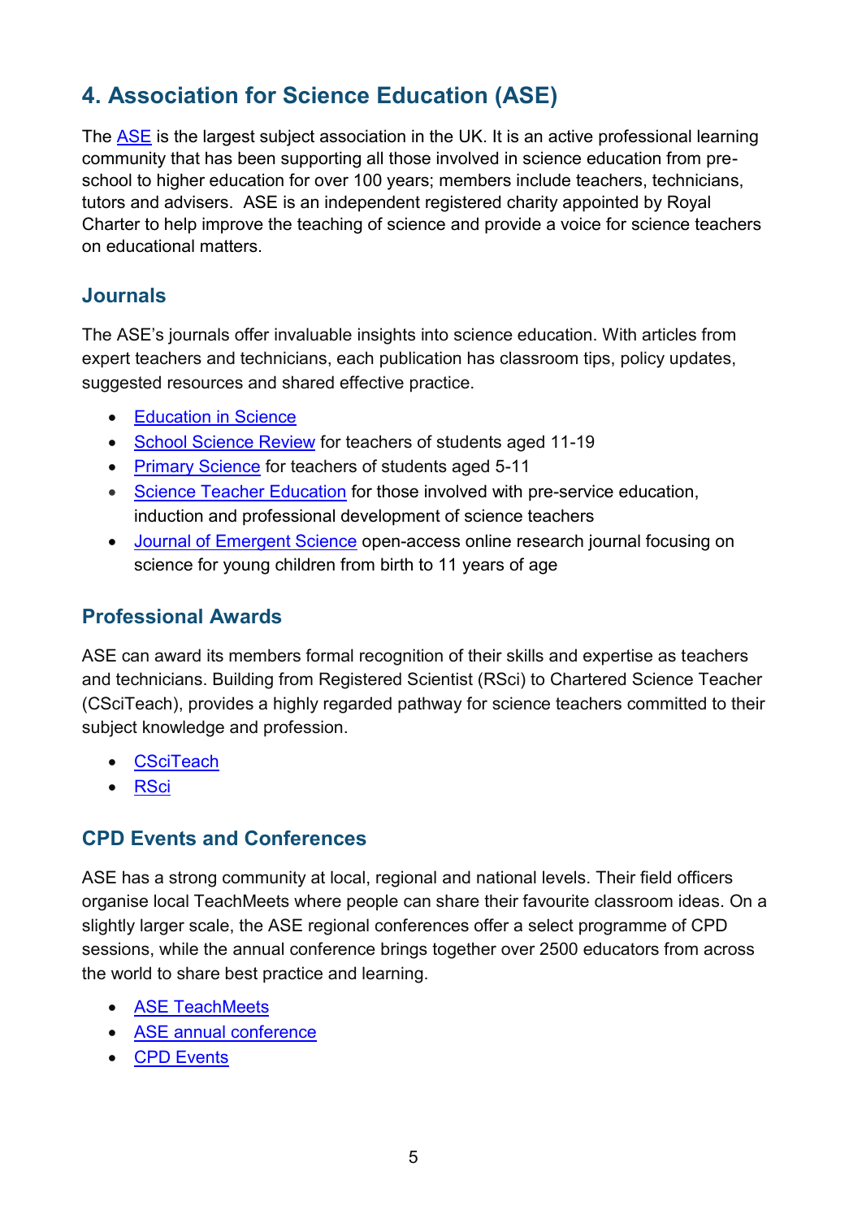## 4. Association for Science Education (ASE)

The ASE is the largest subject association in the UK. It is an active professional learning community that has been supporting all those involved in science education from pre-school to higher education for over 100 years; members include teachers, technicians, tutors and advisers. ASE is an independent registered charity appointed by Royal Charter to help improve the teaching of science and provide a voice for science teachers on educational matters.

### Journals

The ASE's journals offer invaluable insights into science education. With articles from expert teachers and technicians, each publication has classroom tips, policy updates, suggested resources and shared effective practice.

- Education in Science
- School Science Review for teachers of students aged 11-19
- Primary Science for teachers of students aged 5-11
- Science Teacher Education for those involved with pre-service education, induction and professional development of science teachers
- Journal of Emergent Science open-access online research journal focusing on science for young children from birth to 11 years of age

### Professional Awards

ASE can award its members formal recognition of their skills and expertise as teachers and technicians. Building from Registered Scientist (RSci) to Chartered Science Teacher (CSciTeach), provides a highly regarded pathway for science teachers committed to their subject knowledge and profession.

- CSciTeach
- RSci

### CPD Events and Conferences

ASE has a strong community at local, regional and national levels. Their field officers organise local TeachMeets where people can share their favourite classroom ideas. On a slightly larger scale, the ASE regional conferences offer a select programme of CPD sessions, while the annual conference brings together over 2500 educators from across the world to share best practice and learning.

- ASE TeachMeets
- ASE annual conference
- CPD Events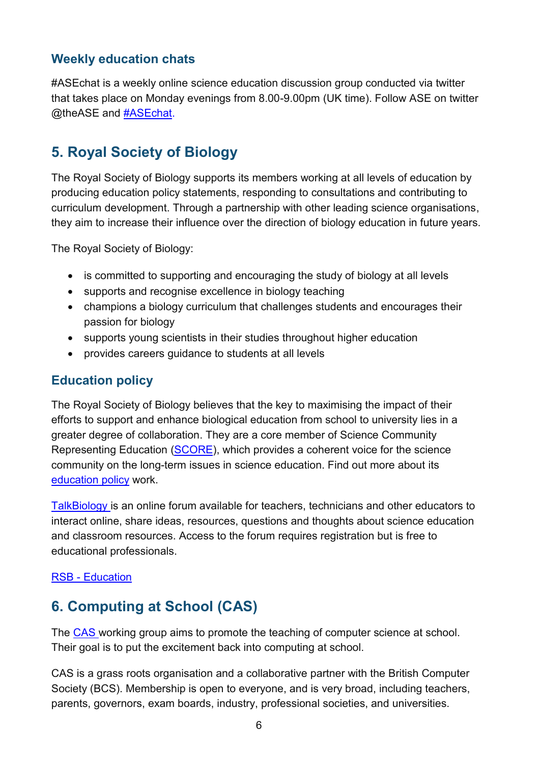### Weekly education chats

#ASEchat is a weekly online science education discussion group conducted via twitter that takes place on Monday evenings from 8.00-9.00pm (UK time). Follow ASE on twitter @theASE and #ASEchat.

## 5. Royal Society of Biology

The Royal Society of Biology supports its members working at all levels of education by producing education policy statements, responding to consultations and contributing to curriculum development. Through a partnership with other leading science organisations, they aim to increase their influence over the direction of biology education in future years.

The Royal Society of Biology:

- is committed to supporting and encouraging the study of biology at all levels
- supports and recognise excellence in biology teaching
- champions a biology curriculum that challenges students and encourages their passion for biology
- supports young scientists in their studies throughout higher education
- provides careers guidance to students at all levels

### Education policy

The Royal Society of Biology believes that the key to maximising the impact of their efforts to support and enhance biological education from school to university lies in a greater degree of collaboration. They are a core member of Science Community Representing Education (SCORE), which provides a coherent voice for the science community on the long-term issues in science education. Find out more about its education policy work.

TalkBiology is an online forum available for teachers, technicians and other educators to interact online, share ideas, resources, questions and thoughts about science education and classroom resources. Access to the forum requires registration but is free to educational professionals.

RSB - Education

## 6. Computing at School (CAS)

The CAS working group aims to promote the teaching of computer science at school. Their goal is to put the excitement back into computing at school.

CAS is a grass roots organisation and a collaborative partner with the British Computer Society (BCS). Membership is open to everyone, and is very broad, including teachers, parents, governors, exam boards, industry, professional societies, and universities.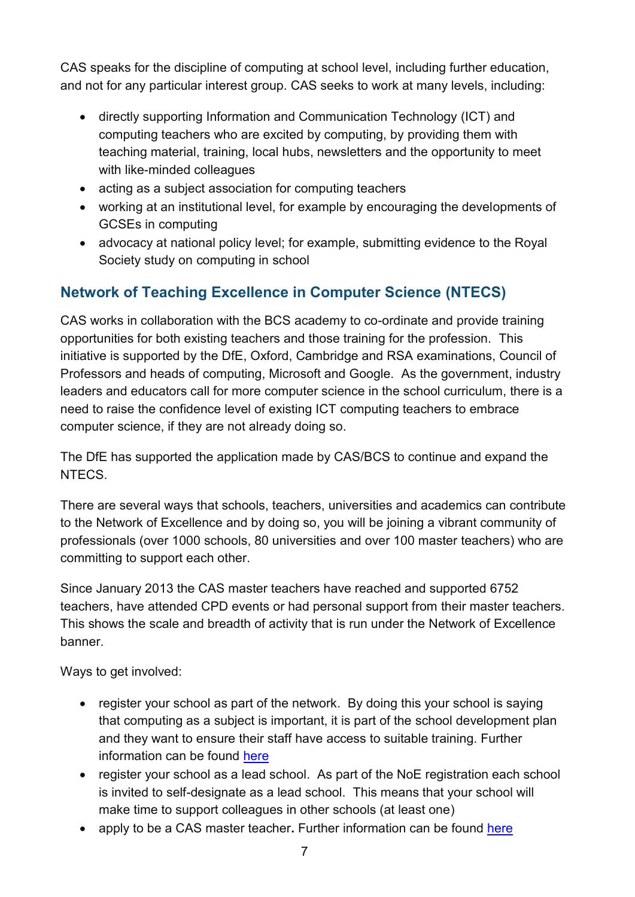CAS speaks for the discipline of computing at school level, including further education, and not for any particular interest group. CAS seeks to work at many levels, including:

- directly supporting Information and Communication Technology (ICT) and computing teachers who are excited by computing, by providing them with teaching material, training, local hubs, newsletters and the opportunity to meet with like-minded colleagues
- acting as a subject association for computing teachers
- working at an institutional level, for example by encouraging the developments of GCSEs in computing
- advocacy at national policy level; for example, submitting evidence to the Royal Society study on computing in school

## Network of Teaching Excellence in Computer Science (NTECS)

CAS works in collaboration with the BCS academy to co-ordinate and provide training opportunities for both existing teachers and those training for the profession. This initiative is supported by the DfE, Oxford, Cambridge and RSA examinations, Council of Professors and heads of computing, Microsoft and Google. As the government, industry leaders and educators call for more computer science in the school curriculum, there is a need to raise the confidence level of existing ICT computing teachers to embrace computer science, if they are not already doing so.

The DfE has supported the application made by CAS/BCS to continue and expand the NTECS.

There are several ways that schools, teachers, universities and academics can contribute to the Network of Excellence and by doing so, you will be joining a vibrant community of professionals (over 1000 schools, 80 universities and over 100 master teachers) who are committing to support each other.

Since January 2013 the CAS master teachers have reached and supported 6752 teachers, have attended CPD events or had personal support from their master teachers. This shows the scale and breadth of activity that is run under the Network of Excellence banner.

Ways to get involved:

- register your school as part of the network. By doing this your school is saying that computing as a subject is important, it is part of the school development plan and they want to ensure their staff have access to suitable training. Further information can be found here
- register your school as a lead school. As part of the NoE registration each school is invited to self-designate as a lead school. This means that your school will make time to support colleagues in other schools (at least one)
- apply to be a CAS master teacher**.** Further information can be found here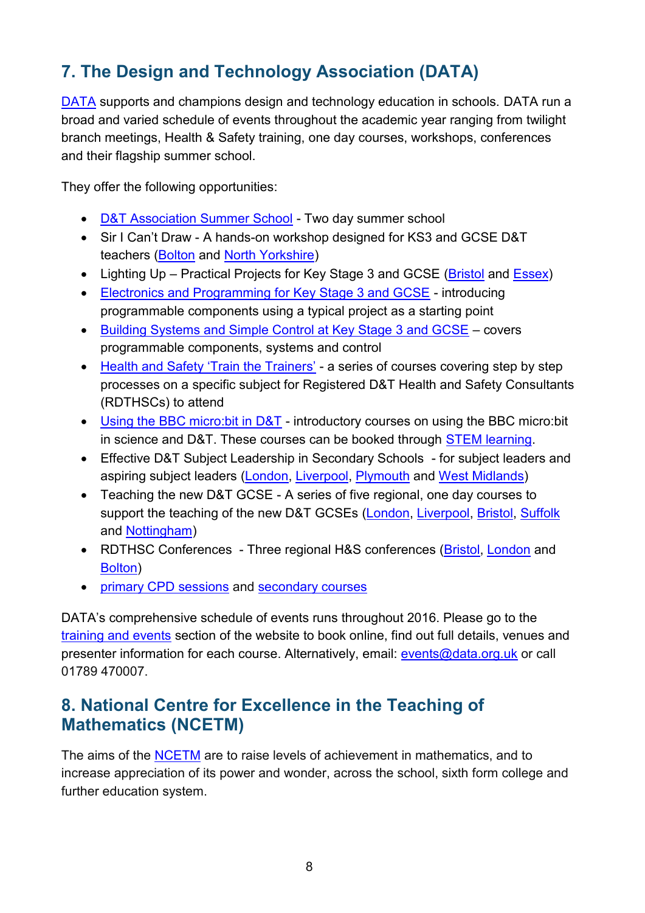## 7. The Design and Technology Association (DATA)

DATA supports and champions design and technology education in schools. DATA run a broad and varied schedule of events throughout the academic year ranging from twilight branch meetings, Health & Safety training, one day courses, workshops, conferences and their flagship summer school.

They offer the following opportunities:

- D&T Association Summer School - Two day summer school
- Sir I Can't Draw - A hands-on workshop designed for KS3 and GCSE D&T teachers (Bolton and North Yorkshire)
- Lighting Up – Practical Projects for Key Stage 3 and GCSE (Bristol and Essex)
- Electronics and Programming for Key Stage 3 and GCSE - introducing programmable components using a typical project as a starting point
- Building Systems and Simple Control at Key Stage 3 and GCSE – covers programmable components, systems and control
- Health and Safety 'Train the Trainers' - a series of courses covering step by step processes on a specific subject for Registered D&T Health and Safety Consultants (RDTHSCs) to attend
- Using the BBC micro:bit in D&T - introductory courses on using the BBC micro:bit in science and D&T. These courses can be booked through STEM learning.
- Effective D&T Subject Leadership in Secondary Schools - for subject leaders and aspiring subject leaders (London, Liverpool, Plymouth and West Midlands)
- Teaching the new D&T GCSE - A series of five regional, one day courses to support the teaching of the new D&T GCSEs (London, Liverpool, Bristol, Suffolk and Nottingham)
- RDTHSC Conferences - Three regional H&S conferences (Bristol, London and Bolton)
- primary CPD sessions and secondary courses

DATA's comprehensive schedule of events runs throughout 2016. Please go to the training and events section of the website to book online, find out full details, venues and presenter information for each course. Alternatively, email: events@data.org.uk or call 01789 470007.

## 8. National Centre for Excellence in the Teaching of Mathematics (NCETM)

The aims of the NCETM are to raise levels of achievement in mathematics, and to increase appreciation of its power and wonder, across the school, sixth form college and further education system.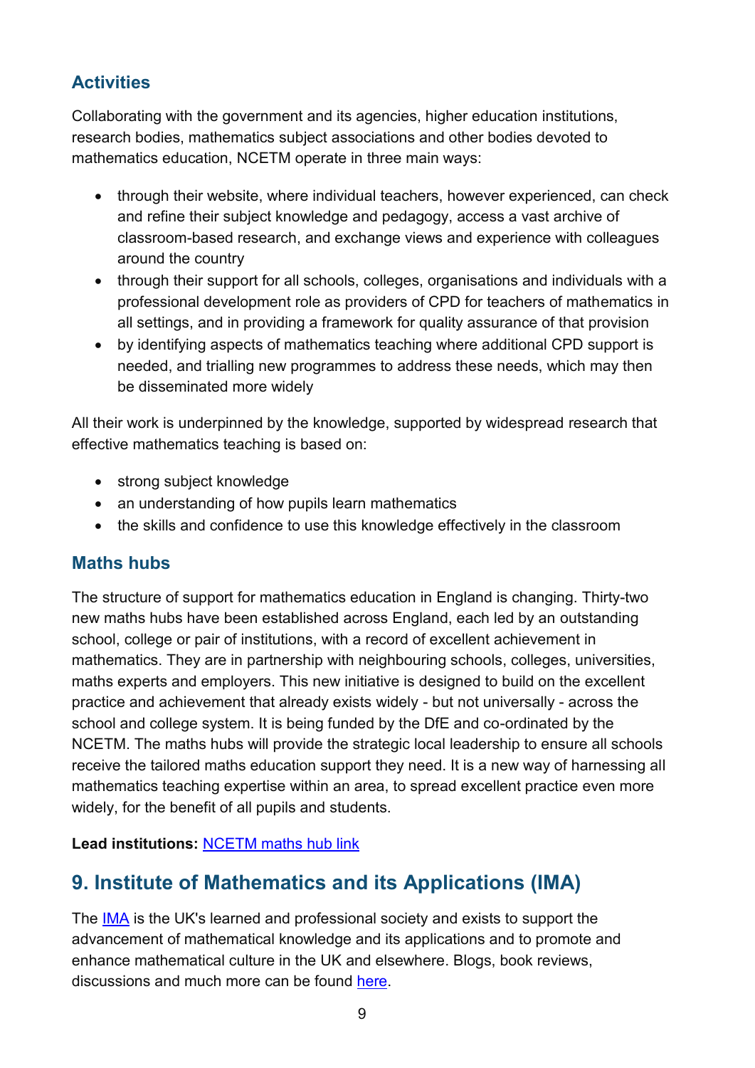### Activities

Collaborating with the government and its agencies, higher education institutions, research bodies, mathematics subject associations and other bodies devoted to mathematics education, NCETM operate in three main ways:

- through their website, where individual teachers, however experienced, can check and refine their subject knowledge and pedagogy, access a vast archive of classroom-based research, and exchange views and experience with colleagues around the country
- through their support for all schools, colleges, organisations and individuals with a professional development role as providers of CPD for teachers of mathematics in all settings, and in providing a framework for quality assurance of that provision
- by identifying aspects of mathematics teaching where additional CPD support is needed, and trialling new programmes to address these needs, which may then be disseminated more widely

All their work is underpinned by the knowledge, supported by widespread research that effective mathematics teaching is based on:

- strong subject knowledge
- an understanding of how pupils learn mathematics
- the skills and confidence to use this knowledge effectively in the classroom

### Maths hubs

The structure of support for mathematics education in England is changing. Thirty-two new maths hubs have been established across England, each led by an outstanding school, college or pair of institutions, with a record of excellent achievement in mathematics. They are in partnership with neighbouring schools, colleges, universities, maths experts and employers. This new initiative is designed to build on the excellent practice and achievement that already exists widely - but not universally - across the school and college system. It is being funded by the DfE and co-ordinated by the NCETM. The maths hubs will provide the strategic local leadership to ensure all schools receive the tailored maths education support they need. It is a new way of harnessing all mathematics teaching expertise within an area, to spread excellent practice even more widely, for the benefit of all pupils and students.

**Lead institutions:** NCETM maths hub link

## 9. Institute of Mathematics and its Applications (IMA)

The IMA is the UK's learned and professional society and exists to support the advancement of mathematical knowledge and its applications and to promote and enhance mathematical culture in the UK and elsewhere. Blogs, book reviews, discussions and much more can be found here.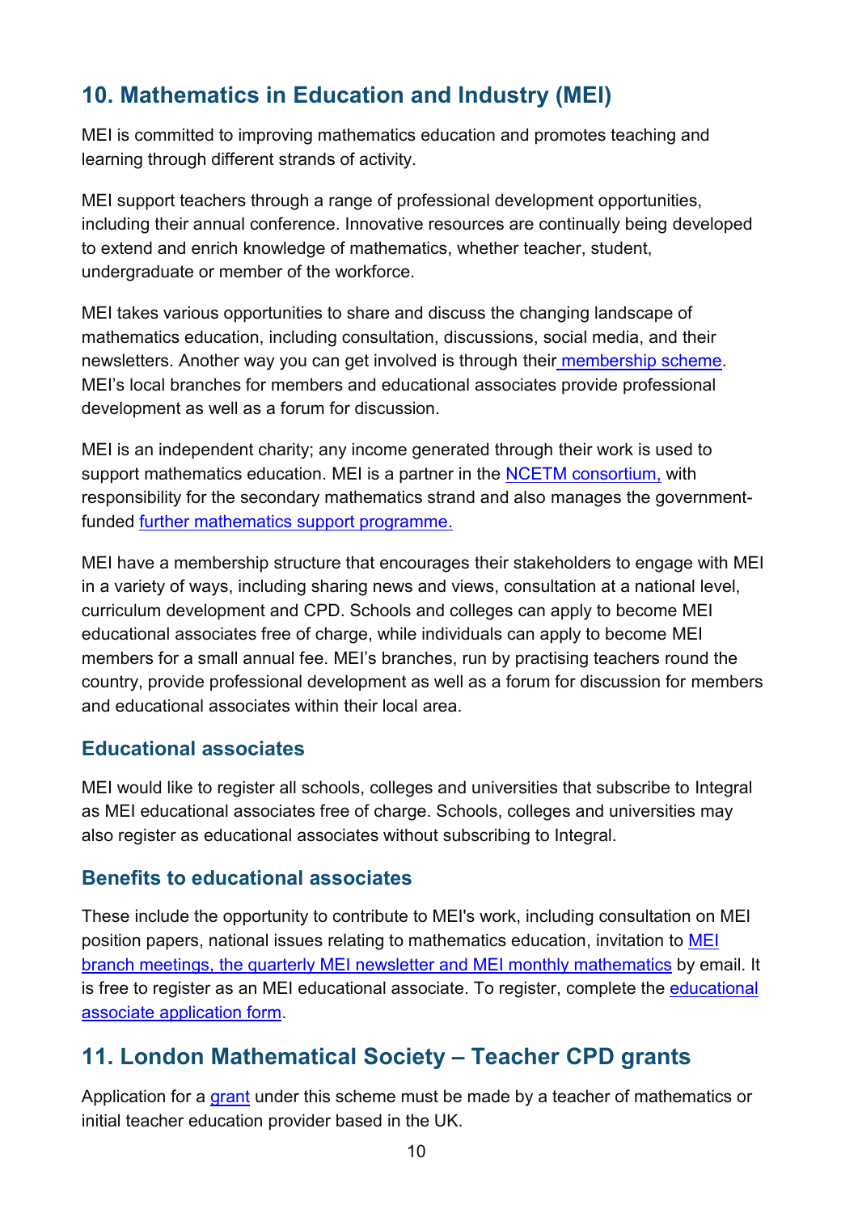## 10. Mathematics in Education and Industry (MEI)

MEI is committed to improving mathematics education and promotes teaching and learning through different strands of activity.

MEI support teachers through a range of professional development opportunities, including their annual conference. Innovative resources are continually being developed to extend and enrich knowledge of mathematics, whether teacher, student, undergraduate or member of the workforce.

MEI takes various opportunities to share and discuss the changing landscape of mathematics education, including consultation, discussions, social media, and their newsletters. Another way you can get involved is through their membership scheme. MEI's local branches for members and educational associates provide professional development as well as a forum for discussion.

MEI is an independent charity; any income generated through their work is used to support mathematics education. MEI is a partner in the NCETM consortium, with responsibility for the secondary mathematics strand and also manages the government-funded further mathematics support programme.

MEI have a membership structure that encourages their stakeholders to engage with MEI in a variety of ways, including sharing news and views, consultation at a national level, curriculum development and CPD. Schools and colleges can apply to become MEI educational associates free of charge, while individuals can apply to become MEI members for a small annual fee. MEI's branches, run by practising teachers round the country, provide professional development as well as a forum for discussion for members and educational associates within their local area.

### Educational associates

MEI would like to register all schools, colleges and universities that subscribe to Integral as MEI educational associates free of charge. Schools, colleges and universities may also register as educational associates without subscribing to Integral.

### Benefits to educational associates

These include the opportunity to contribute to MEI's work, including consultation on MEI position papers, national issues relating to mathematics education, invitation to MEI branch meetings, the quarterly MEI newsletter and MEI monthly mathematics by email. It is free to register as an MEI educational associate. To register, complete the educational associate application form.

## 11. London Mathematical Society – Teacher CPD grants

Application for a grant under this scheme must be made by a teacher of mathematics or initial teacher education provider based in the UK.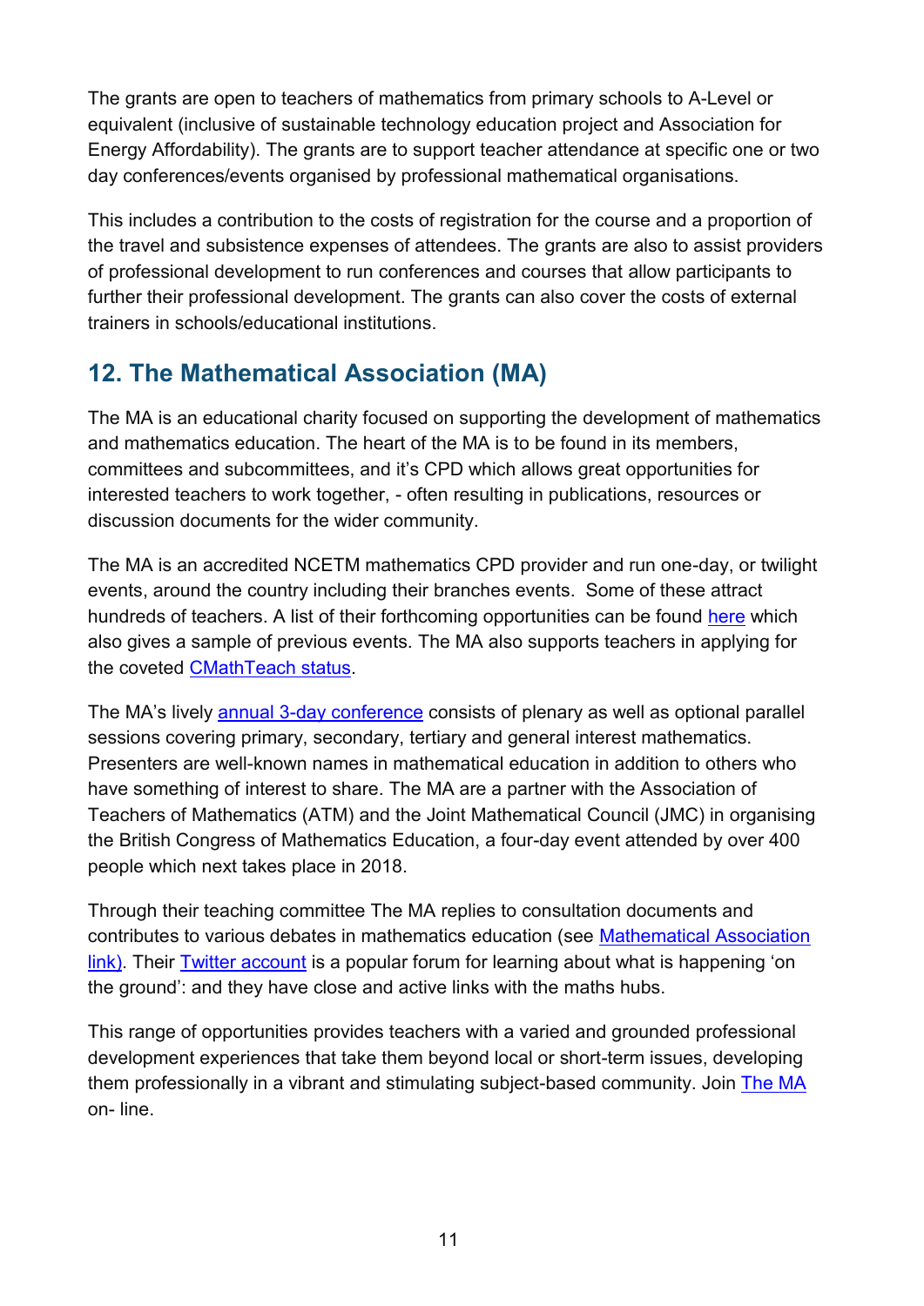The grants are open to teachers of mathematics from primary schools to A-Level or equivalent (inclusive of sustainable technology education project and Association for Energy Affordability). The grants are to support teacher attendance at specific one or two day conferences/events organised by professional mathematical organisations.

This includes a contribution to the costs of registration for the course and a proportion of the travel and subsistence expenses of attendees. The grants are also to assist providers of professional development to run conferences and courses that allow participants to further their professional development. The grants can also cover the costs of external trainers in schools/educational institutions.

## 12. The Mathematical Association (MA)

The MA is an educational charity focused on supporting the development of mathematics and mathematics education. The heart of the MA is to be found in its members, committees and subcommittees, and it's CPD which allows great opportunities for interested teachers to work together, - often resulting in publications, resources or discussion documents for the wider community.

The MA is an accredited NCETM mathematics CPD provider and run one-day, or twilight events, around the country including their branches events. Some of these attract hundreds of teachers. A list of their forthcoming opportunities can be found here which also gives a sample of previous events. The MA also supports teachers in applying for the coveted CMathTeach status.

The MA's lively annual 3-day conference consists of plenary as well as optional parallel sessions covering primary, secondary, tertiary and general interest mathematics. Presenters are well-known names in mathematical education in addition to others who have something of interest to share. The MA are a partner with the Association of Teachers of Mathematics (ATM) and the Joint Mathematical Council (JMC) in organising the British Congress of Mathematics Education, a four-day event attended by over 400 people which next takes place in 2018.

Through their teaching committee The MA replies to consultation documents and contributes to various debates in mathematics education (see Mathematical Association link). Their Twitter account is a popular forum for learning about what is happening 'on the ground': and they have close and active links with the maths hubs.

This range of opportunities provides teachers with a varied and grounded professional development experiences that take them beyond local or short-term issues, developing them professionally in a vibrant and stimulating subject-based community. Join The MA on- line.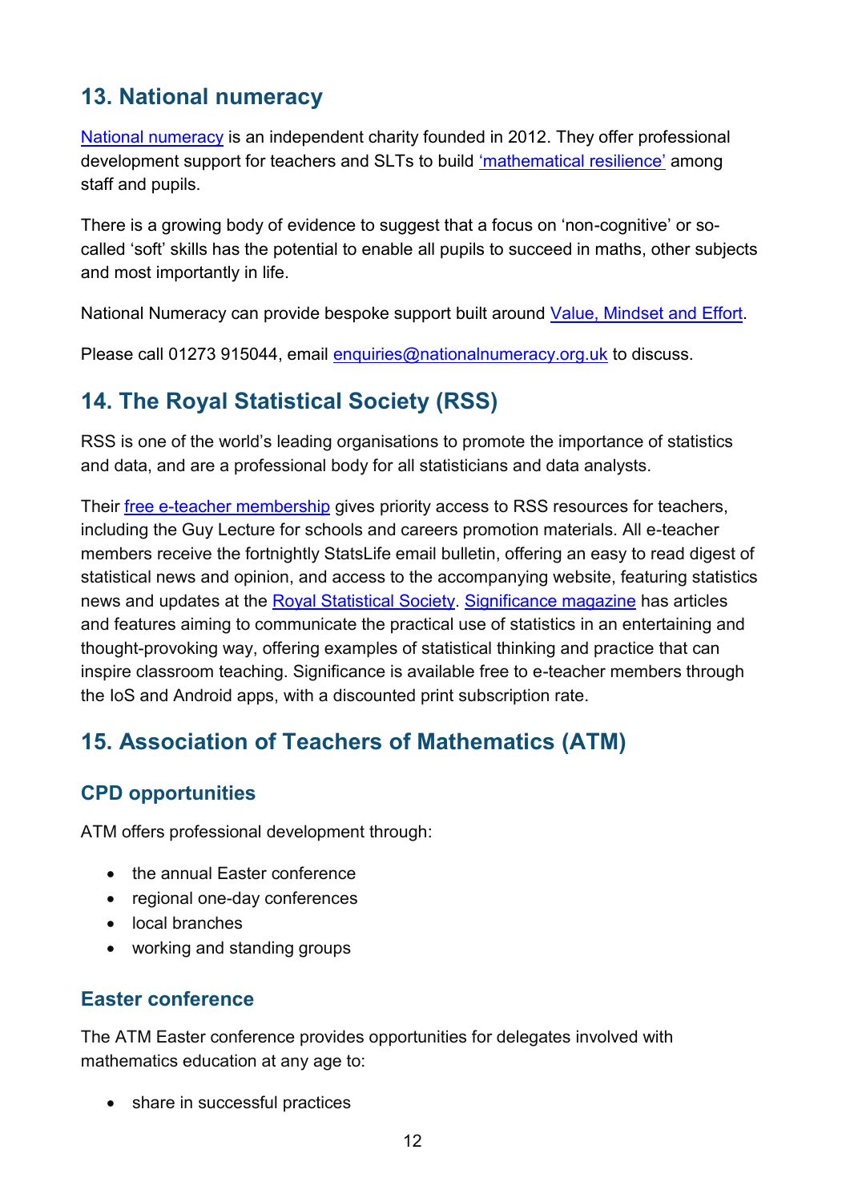## 13. National numeracy

National numeracy is an independent charity founded in 2012. They offer professional development support for teachers and SLTs to build 'mathematical resilience' among staff and pupils.

There is a growing body of evidence to suggest that a focus on 'non-cognitive' or so-called 'soft' skills has the potential to enable all pupils to succeed in maths, other subjects and most importantly in life.

National Numeracy can provide bespoke support built around Value, Mindset and Effort.

Please call 01273 915044, email enquiries@nationalnumeracy.org.uk to discuss.

## 14. The Royal Statistical Society (RSS)

RSS is one of the world's leading organisations to promote the importance of statistics and data, and are a professional body for all statisticians and data analysts.

Their free e-teacher membership gives priority access to RSS resources for teachers, including the Guy Lecture for schools and careers promotion materials. All e-teacher members receive the fortnightly StatsLife email bulletin, offering an easy to read digest of statistical news and opinion, and access to the accompanying website, featuring statistics news and updates at the Royal Statistical Society. Significance magazine has articles and features aiming to communicate the practical use of statistics in an entertaining and thought-provoking way, offering examples of statistical thinking and practice that can inspire classroom teaching. Significance is available free to e-teacher members through the IoS and Android apps, with a discounted print subscription rate.

## 15. Association of Teachers of Mathematics (ATM)

### CPD opportunities

ATM offers professional development through:

- the annual Easter conference
- regional one-day conferences
- local branches
- working and standing groups

### Easter conference

The ATM Easter conference provides opportunities for delegates involved with mathematics education at any age to:

- share in successful practices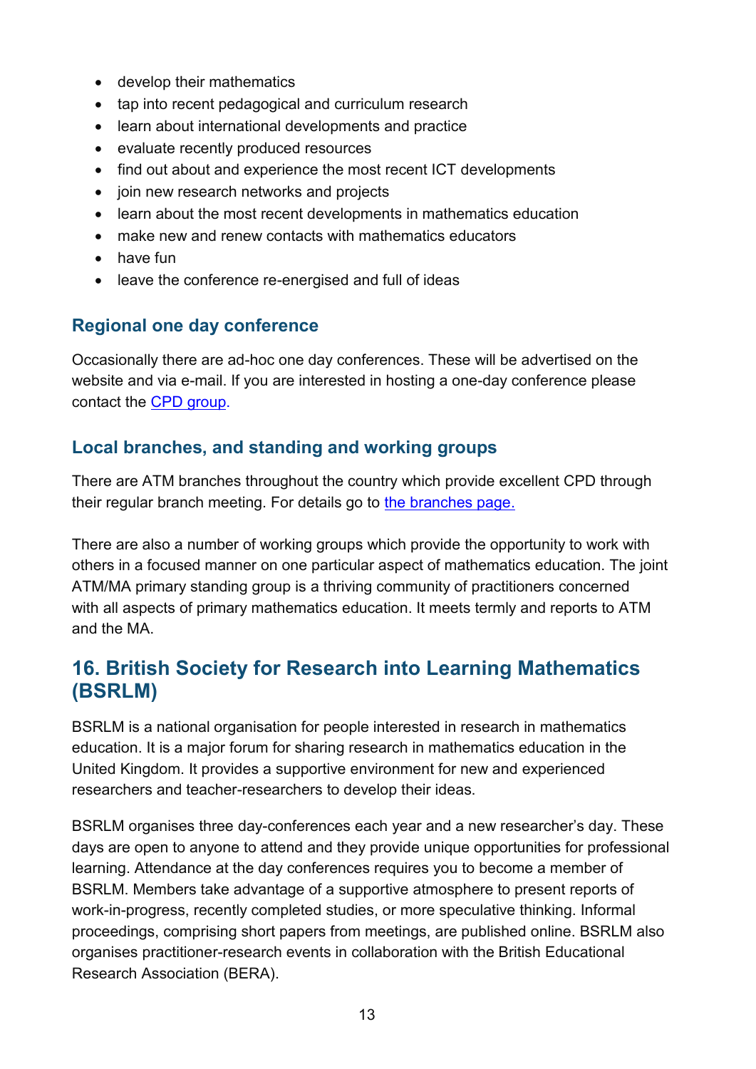- develop their mathematics
- tap into recent pedagogical and curriculum research
- learn about international developments and practice
- evaluate recently produced resources
- find out about and experience the most recent ICT developments
- join new research networks and projects
- learn about the most recent developments in mathematics education
- make new and renew contacts with mathematics educators
- have fun
- leave the conference re-energised and full of ideas

### Regional one day conference

Occasionally there are ad-hoc one day conferences. These will be advertised on the website and via e-mail. If you are interested in hosting a one-day conference please contact the CPD group.

### Local branches, and standing and working groups

There are ATM branches throughout the country which provide excellent CPD through their regular branch meeting. For details go to the branches page.

There are also a number of working groups which provide the opportunity to work with others in a focused manner on one particular aspect of mathematics education. The joint ATM/MA primary standing group is a thriving community of practitioners concerned with all aspects of primary mathematics education. It meets termly and reports to ATM and the MA.

## 16. British Society for Research into Learning Mathematics (BSRLM)

BSRLM is a national organisation for people interested in research in mathematics education. It is a major forum for sharing research in mathematics education in the United Kingdom. It provides a supportive environment for new and experienced researchers and teacher-researchers to develop their ideas.

BSRLM organises three day-conferences each year and a new researcher's day. These days are open to anyone to attend and they provide unique opportunities for professional learning. Attendance at the day conferences requires you to become a member of BSRLM. Members take advantage of a supportive atmosphere to present reports of work-in-progress, recently completed studies, or more speculative thinking. Informal proceedings, comprising short papers from meetings, are published online. BSRLM also organises practitioner-research events in collaboration with the British Educational Research Association (BERA).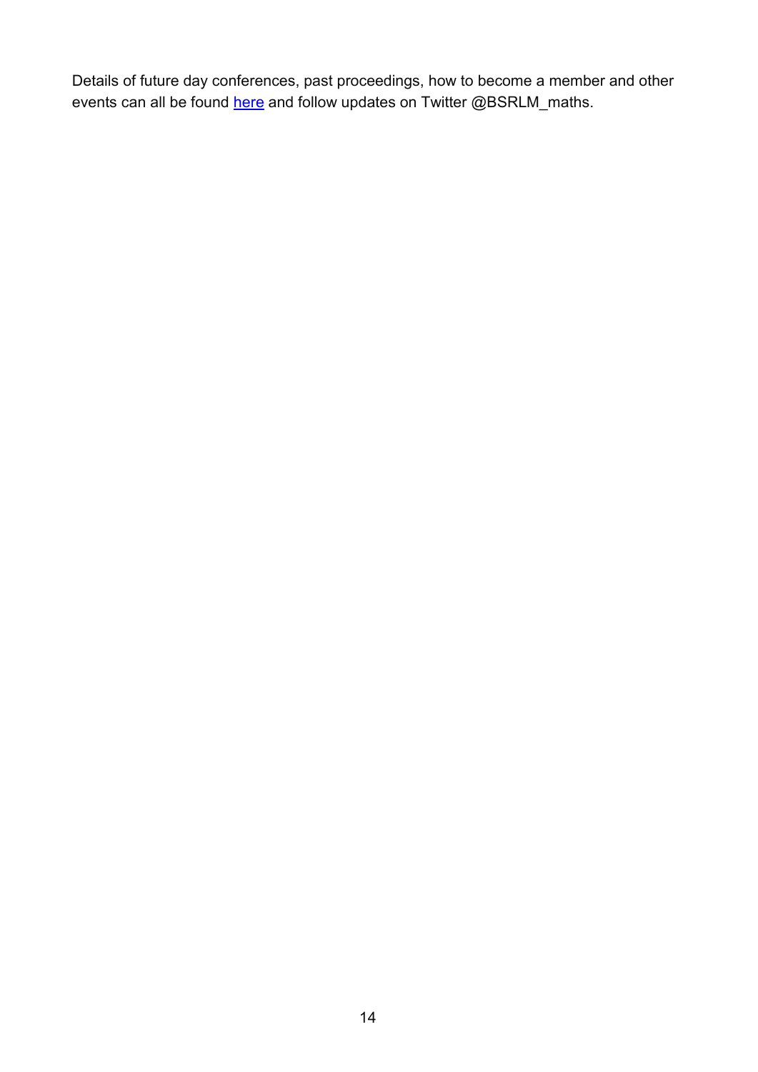Details of future day conferences, past proceedings, how to become a member and other events can all be found [here] and follow updates on Twitter @BSRLM_maths.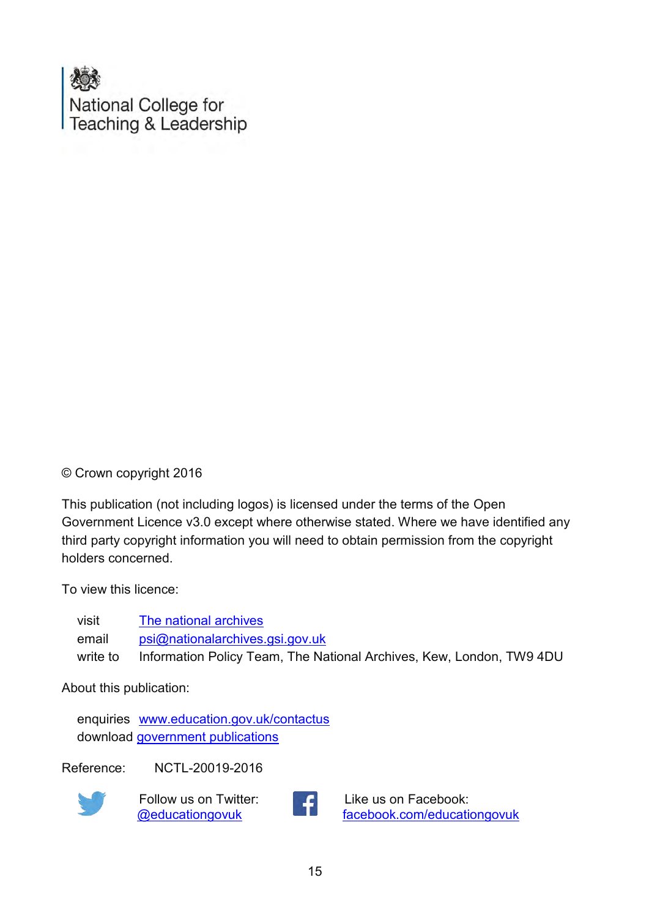National College for Teaching & Leadership

© Crown copyright 2016

This publication (not including logos) is licensed under the terms of the Open Government Licence v3.0 except where otherwise stated. Where we have identified any third party copyright information you will need to obtain permission from the copyright holders concerned.

To view this licence:

visit The national archives
email psi@nationalarchives.gsi.gov.uk
write to Information Policy Team, The National Archives, Kew, London, TW9 4DU

About this publication:

enquiries www.education.gov.uk/contactus
download government publications

Reference: NCTL-20019-2016

Follow us on Twitter: @educationgovuk

Like us on Facebook: facebook.com/educationgovuk